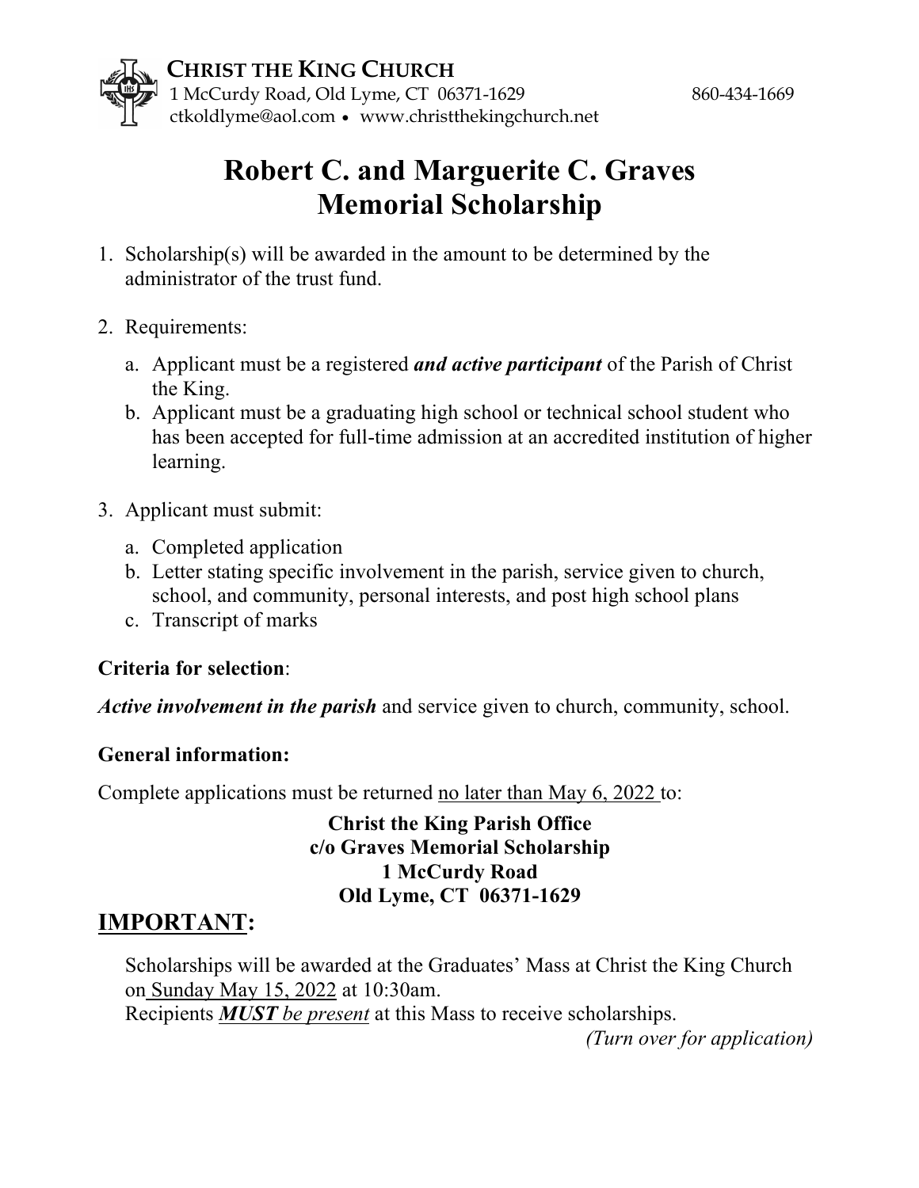**CHRIST THE KING CHURCH**
1 McCurdy Road, Old Lyme, CT 06371-1629 860-434-1669
ctkoldlyme@aol.com • www.christthekingchurch.net

# Robert C. and Marguerite C. Graves Memorial Scholarship

1. Scholarship(s) will be awarded in the amount to be determined by the administrator of the trust fund.

2. Requirements:
   a. Applicant must be a registered ***and active participant*** of the Parish of Christ the King.
   b. Applicant must be a graduating high school or technical school student who has been accepted for full-time admission at an accredited institution of higher learning.

3. Applicant must submit:
   a. Completed application
   b. Letter stating specific involvement in the parish, service given to church, school, and community, personal interests, and post high school plans
   c. Transcript of marks

**Criteria for selection**:

***Active involvement in the parish*** and service given to church, community, school.

**General information:**

Complete applications must be returned <u>no later than May 6, 2022</u> to:

**Christ the King Parish Office**
**c/o Graves Memorial Scholarship**
**1 McCurdy Road**
**Old Lyme, CT 06371-1629**

## <u>IMPORTANT</u>:

Scholarships will be awarded at the Graduates' Mass at Christ the King Church on <u>Sunday May 15, 2022</u> at 10:30am.
Recipients ***<u>MUST</u>*** *<u>be present</u>* at this Mass to receive scholarships.

*(Turn over for application)*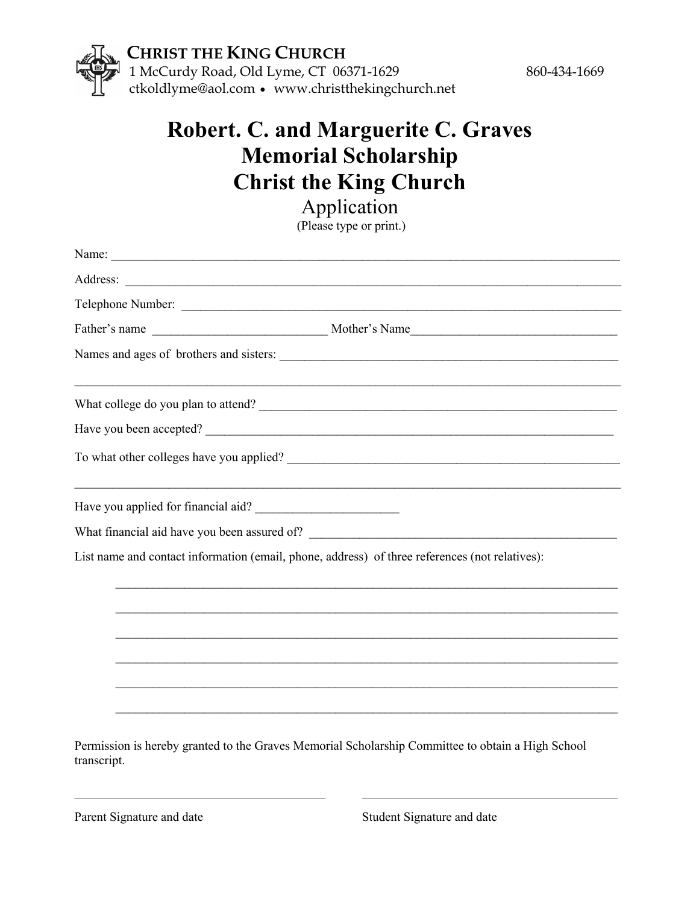**CHRIST THE KING CHURCH**
1 McCurdy Road, Old Lyme, CT 06371-1629 860-434-1669
ctkoldlyme@aol.com • www.christthekingchurch.net

# Robert. C. and Marguerite C. Graves Memorial Scholarship Christ the King Church

## Application

(Please type or print.)

Name: ______________________________________________

Address: ______________________________________________

Telephone Number: ______________________________________________

Father's name ____________________ Mother's Name____________________

Names and ages of brothers and sisters: ______________________________________________

______________________________________________

What college do you plan to attend? ______________________________________________

Have you been accepted? ______________________________________________

To what other colleges have you applied? ______________________________________________

______________________________________________

Have you applied for financial aid? ____________________

What financial aid have you been assured of? ______________________________________________

List name and contact information (email, phone, address) of three references (not relatives):

______________________________________________

______________________________________________

______________________________________________

______________________________________________

______________________________________________

______________________________________________

Permission is hereby granted to the Graves Memorial Scholarship Committee to obtain a High School transcript.

______________________________ ______________________________

Parent Signature and date Student Signature and date